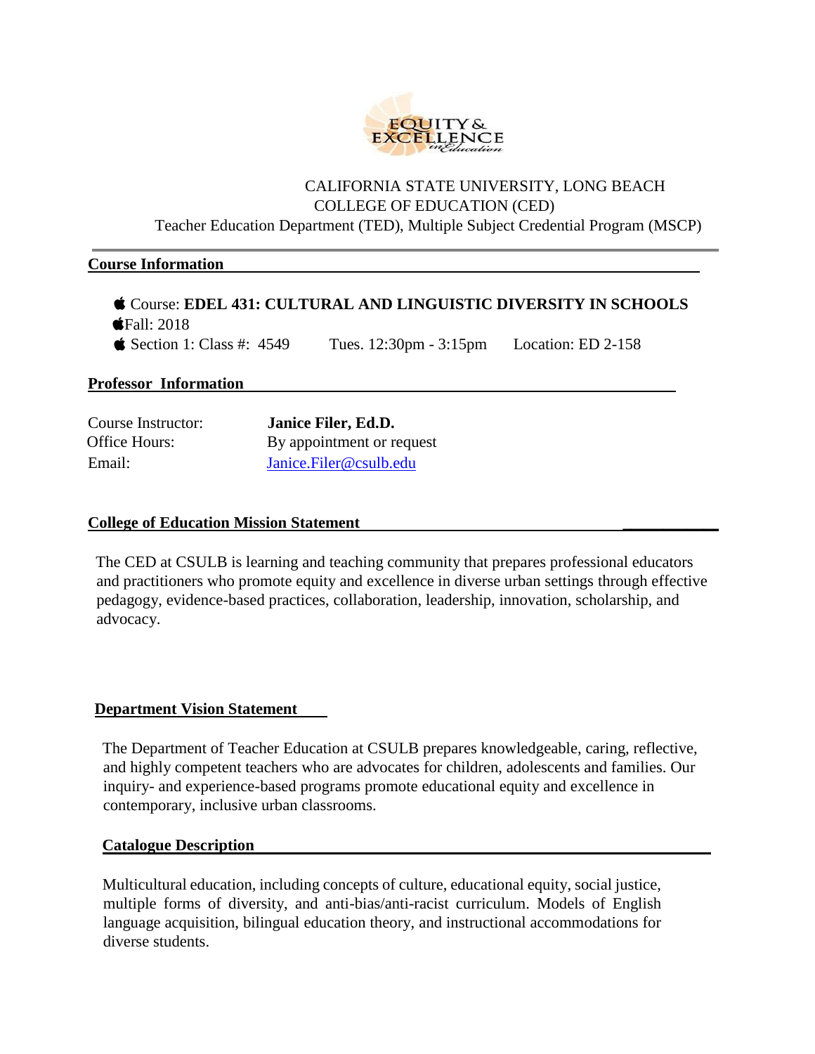CALIFORNIA STATE UNIVERSITY, LONG BEACH
COLLEGE OF EDUCATION (CED)
Teacher Education Department (TED), Multiple Subject Credential Program (MSCP)

## Course Information

- Course: **EDEL 431: CULTURAL AND LINGUISTIC DIVERSITY IN SCHOOLS**
- Fall: 2018
- Section 1: Class #: 4549 Tues. 12:30pm - 3:15pm Location: ED 2-158

## Professor Information

| | |
|---|---|
| Course Instructor: | **Janice Filer, Ed.D.** |
| Office Hours: | By appointment or request |
| Email: | Janice.Filer@csulb.edu |

## College of Education Mission Statement

The CED at CSULB is learning and teaching community that prepares professional educators and practitioners who promote equity and excellence in diverse urban settings through effective pedagogy, evidence-based practices, collaboration, leadership, innovation, scholarship, and advocacy.

## Department Vision Statement

The Department of Teacher Education at CSULB prepares knowledgeable, caring, reflective, and highly competent teachers who are advocates for children, adolescents and families. Our inquiry- and experience-based programs promote educational equity and excellence in contemporary, inclusive urban classrooms.

## Catalogue Description

Multicultural education, including concepts of culture, educational equity, social justice, multiple forms of diversity, and anti-bias/anti-racist curriculum. Models of English language acquisition, bilingual education theory, and instructional accommodations for diverse students.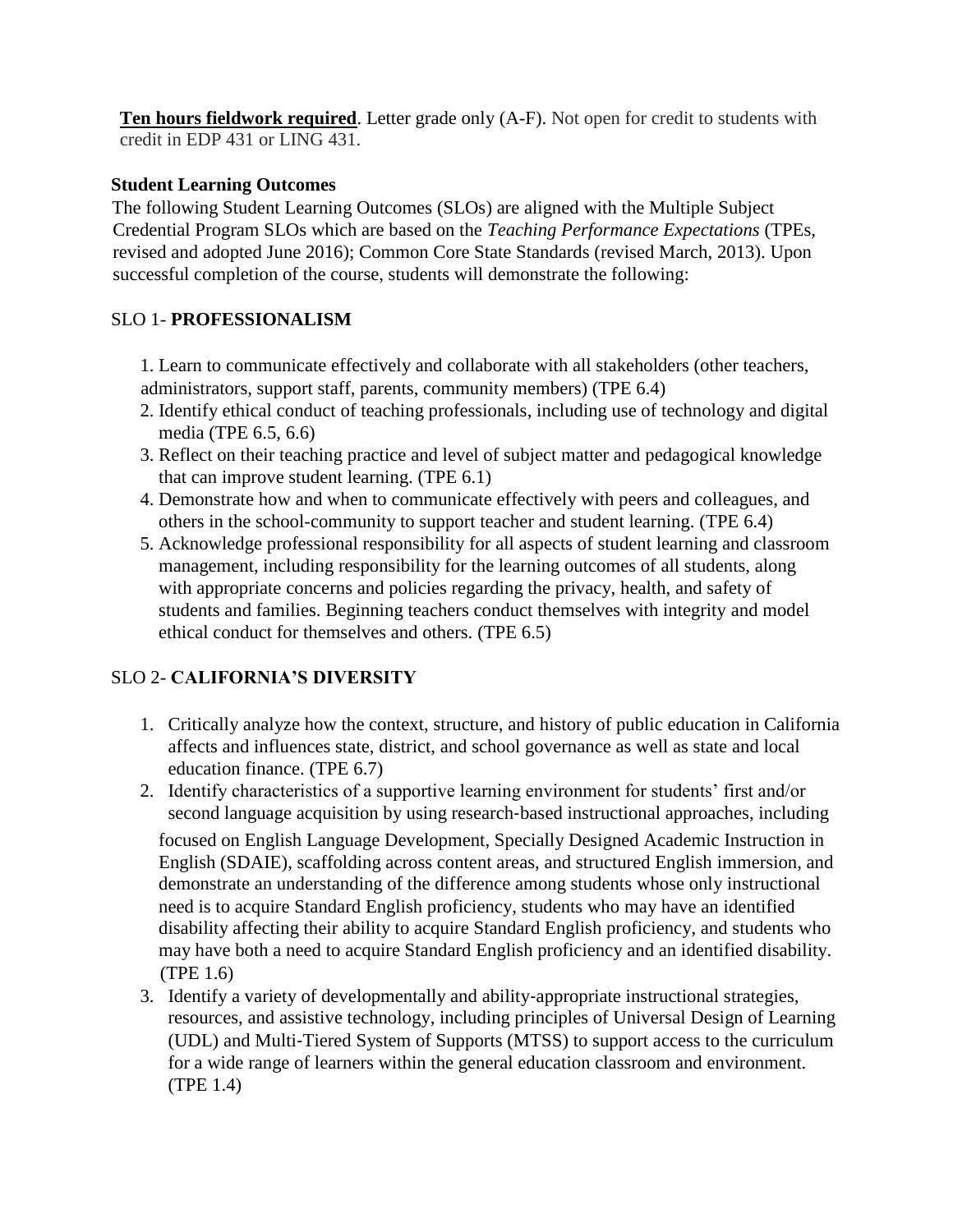**Ten hours fieldwork required**. Letter grade only (A-F). Not open for credit to students with credit in EDP 431 or LING 431.

**Student Learning Outcomes**

The following Student Learning Outcomes (SLOs) are aligned with the Multiple Subject Credential Program SLOs which are based on the *Teaching Performance Expectations* (TPEs, revised and adopted June 2016); Common Core State Standards (revised March, 2013). Upon successful completion of the course, students will demonstrate the following:

SLO 1- **PROFESSIONALISM**

1. Learn to communicate effectively and collaborate with all stakeholders (other teachers, administrators, support staff, parents, community members) (TPE 6.4)
2. Identify ethical conduct of teaching professionals, including use of technology and digital media (TPE 6.5, 6.6)
3. Reflect on their teaching practice and level of subject matter and pedagogical knowledge that can improve student learning. (TPE 6.1)
4. Demonstrate how and when to communicate effectively with peers and colleagues, and others in the school-community to support teacher and student learning. (TPE 6.4)
5. Acknowledge professional responsibility for all aspects of student learning and classroom management, including responsibility for the learning outcomes of all students, along with appropriate concerns and policies regarding the privacy, health, and safety of students and families. Beginning teachers conduct themselves with integrity and model ethical conduct for themselves and others. (TPE 6.5)

SLO 2- **CALIFORNIA'S DIVERSITY**

1. Critically analyze how the context, structure, and history of public education in California affects and influences state, district, and school governance as well as state and local education finance. (TPE 6.7)
2. Identify characteristics of a supportive learning environment for students' first and/or second language acquisition by using research-based instructional approaches, including focused on English Language Development, Specially Designed Academic Instruction in English (SDAIE), scaffolding across content areas, and structured English immersion, and demonstrate an understanding of the difference among students whose only instructional need is to acquire Standard English proficiency, students who may have an identified disability affecting their ability to acquire Standard English proficiency, and students who may have both a need to acquire Standard English proficiency and an identified disability. (TPE 1.6)
3. Identify a variety of developmentally and ability-appropriate instructional strategies, resources, and assistive technology, including principles of Universal Design of Learning (UDL) and Multi-Tiered System of Supports (MTSS) to support access to the curriculum for a wide range of learners within the general education classroom and environment. (TPE 1.4)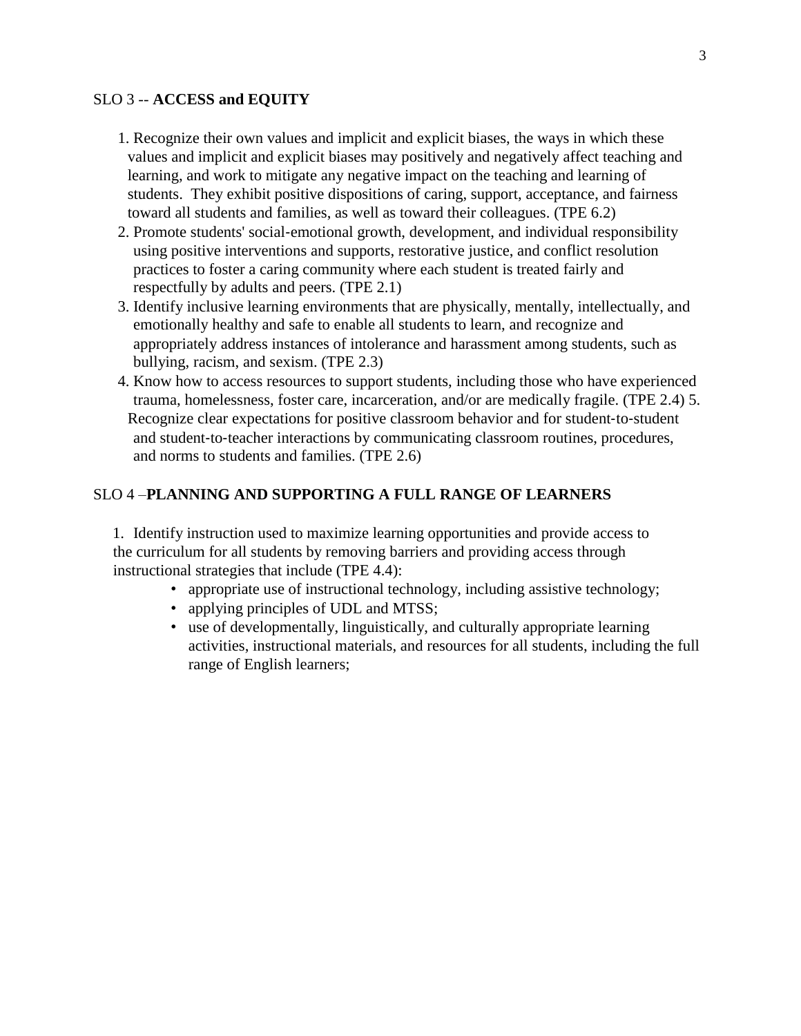SLO 3 -- **ACCESS and EQUITY**

1. Recognize their own values and implicit and explicit biases, the ways in which these values and implicit and explicit biases may positively and negatively affect teaching and learning, and work to mitigate any negative impact on the teaching and learning of students. They exhibit positive dispositions of caring, support, acceptance, and fairness toward all students and families, as well as toward their colleagues. (TPE 6.2)
2. Promote students' social-emotional growth, development, and individual responsibility using positive interventions and supports, restorative justice, and conflict resolution practices to foster a caring community where each student is treated fairly and respectfully by adults and peers. (TPE 2.1)
3. Identify inclusive learning environments that are physically, mentally, intellectually, and emotionally healthy and safe to enable all students to learn, and recognize and appropriately address instances of intolerance and harassment among students, such as bullying, racism, and sexism. (TPE 2.3)
4. Know how to access resources to support students, including those who have experienced trauma, homelessness, foster care, incarceration, and/or are medically fragile. (TPE 2.4)
5. Recognize clear expectations for positive classroom behavior and for student-to-student and student-to-teacher interactions by communicating classroom routines, procedures, and norms to students and families. (TPE 2.6)

SLO 4 –**PLANNING AND SUPPORTING A FULL RANGE OF LEARNERS**

1. Identify instruction used to maximize learning opportunities and provide access to the curriculum for all students by removing barriers and providing access through instructional strategies that include (TPE 4.4):
    - appropriate use of instructional technology, including assistive technology;
    - applying principles of UDL and MTSS;
    - use of developmentally, linguistically, and culturally appropriate learning activities, instructional materials, and resources for all students, including the full range of English learners;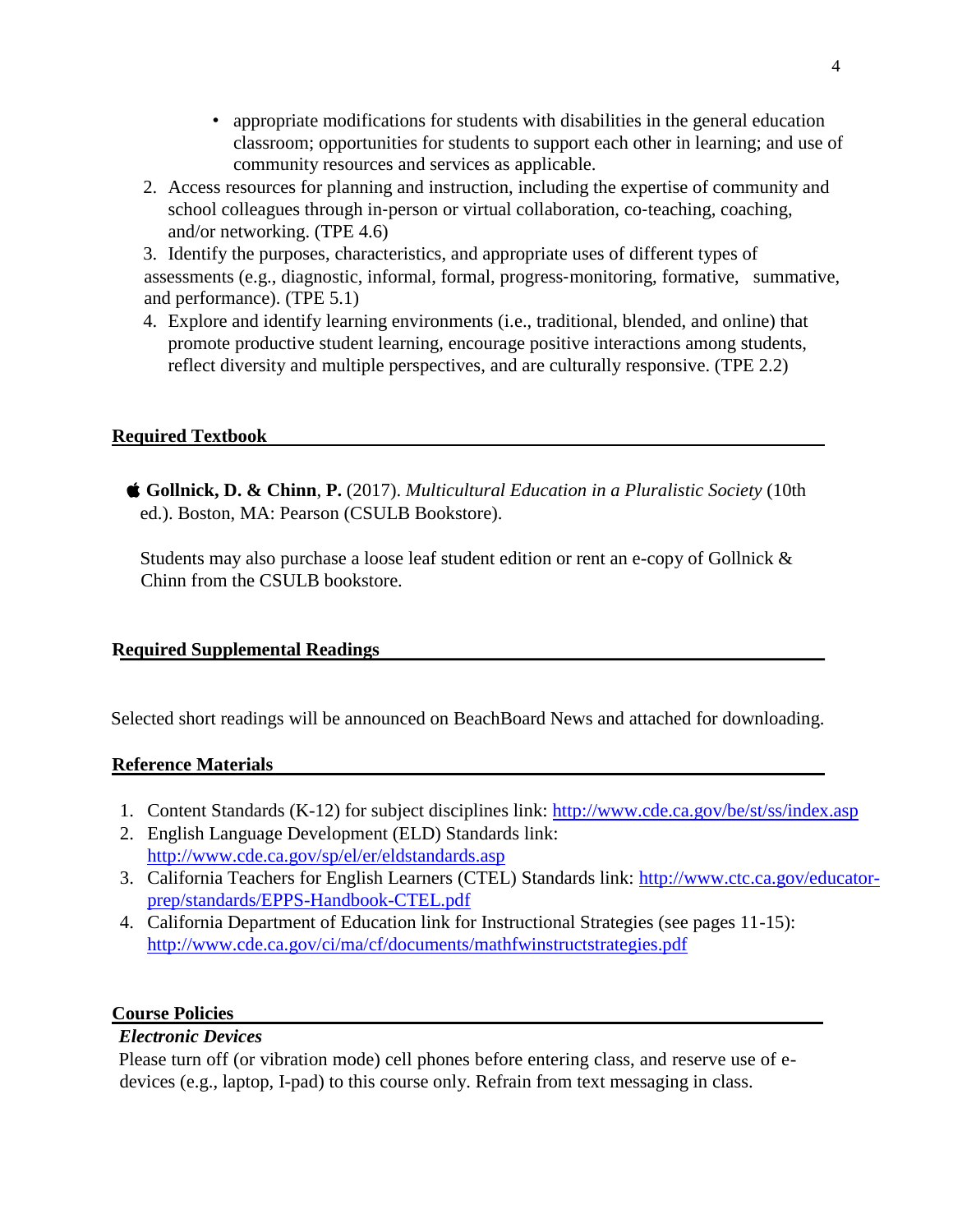- appropriate modifications for students with disabilities in the general education classroom; opportunities for students to support each other in learning; and use of community resources and services as applicable.

2. Access resources for planning and instruction, including the expertise of community and school colleagues through in-person or virtual collaboration, co-teaching, coaching, and/or networking. (TPE 4.6)
3. Identify the purposes, characteristics, and appropriate uses of different types of assessments (e.g., diagnostic, informal, formal, progress-monitoring, formative, summative, and performance). (TPE 5.1)
4. Explore and identify learning environments (i.e., traditional, blended, and online) that promote productive student learning, encourage positive interactions among students, reflect diversity and multiple perspectives, and are culturally responsive. (TPE 2.2)

## Required Textbook

 **Gollnick, D. & Chinn**, **P.** (2017). *Multicultural Education in a Pluralistic Society* (10th ed.). Boston, MA: Pearson (CSULB Bookstore).

Students may also purchase a loose leaf student edition or rent an e-copy of Gollnick & Chinn from the CSULB bookstore.

## Required Supplemental Readings

Selected short readings will be announced on BeachBoard News and attached for downloading.

## Reference Materials

1. Content Standards (K-12) for subject disciplines link: http://www.cde.ca.gov/be/st/ss/index.asp
2. English Language Development (ELD) Standards link: http://www.cde.ca.gov/sp/el/er/eldstandards.asp
3. California Teachers for English Learners (CTEL) Standards link: http://www.ctc.ca.gov/educator-prep/standards/EPPS-Handbook-CTEL.pdf
4. California Department of Education link for Instructional Strategies (see pages 11-15): http://www.cde.ca.gov/ci/ma/cf/documents/mathfwinstructstrategies.pdf

## Course Policies

### *Electronic Devices*

Please turn off (or vibration mode) cell phones before entering class, and reserve use of e-devices (e.g., laptop, I-pad) to this course only. Refrain from text messaging in class.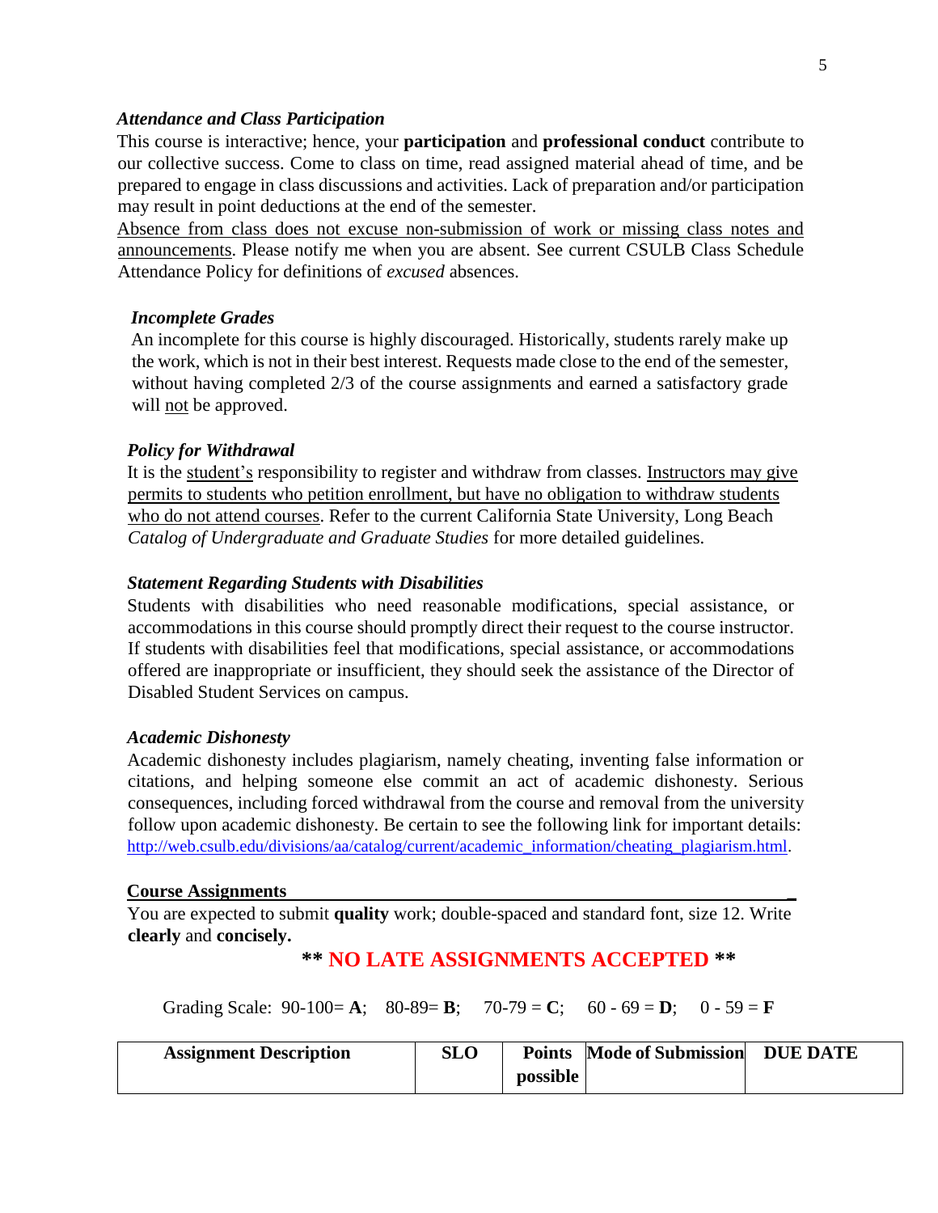### *Attendance and Class Participation*

This course is interactive; hence, your **participation** and **professional conduct** contribute to our collective success. Come to class on time, read assigned material ahead of time, and be prepared to engage in class discussions and activities. Lack of preparation and/or participation may result in point deductions at the end of the semester.

Absence from class does not excuse non-submission of work or missing class notes and announcements. Please notify me when you are absent. See current CSULB Class Schedule Attendance Policy for definitions of *excused* absences.

### *Incomplete Grades*

An incomplete for this course is highly discouraged. Historically, students rarely make up the work, which is not in their best interest. Requests made close to the end of the semester, without having completed 2/3 of the course assignments and earned a satisfactory grade will not be approved.

### *Policy for Withdrawal*

It is the student's responsibility to register and withdraw from classes. Instructors may give permits to students who petition enrollment, but have no obligation to withdraw students who do not attend courses. Refer to the current California State University, Long Beach *Catalog of Undergraduate and Graduate Studies* for more detailed guidelines.

### *Statement Regarding Students with Disabilities*

Students with disabilities who need reasonable modifications, special assistance, or accommodations in this course should promptly direct their request to the course instructor. If students with disabilities feel that modifications, special assistance, or accommodations offered are inappropriate or insufficient, they should seek the assistance of the Director of Disabled Student Services on campus.

### *Academic Dishonesty*

Academic dishonesty includes plagiarism, namely cheating, inventing false information or citations, and helping someone else commit an act of academic dishonesty. Serious consequences, including forced withdrawal from the course and removal from the university follow upon academic dishonesty. Be certain to see the following link for important details: http://web.csulb.edu/divisions/aa/catalog/current/academic_information/cheating_plagiarism.html.

## Course Assignments

You are expected to submit **quality** work; double-spaced and standard font, size 12. Write **clearly** and **concisely.**

**\*\* NO LATE ASSIGNMENTS ACCEPTED \*\***

Grading Scale: 90-100= **A**; 80-89= **B**; 70-79 = **C**; 60 - 69 = **D**; 0 - 59 = **F**

| Assignment Description | SLO | Points possible | Mode of Submission | DUE DATE |
|---|---|---|---|---|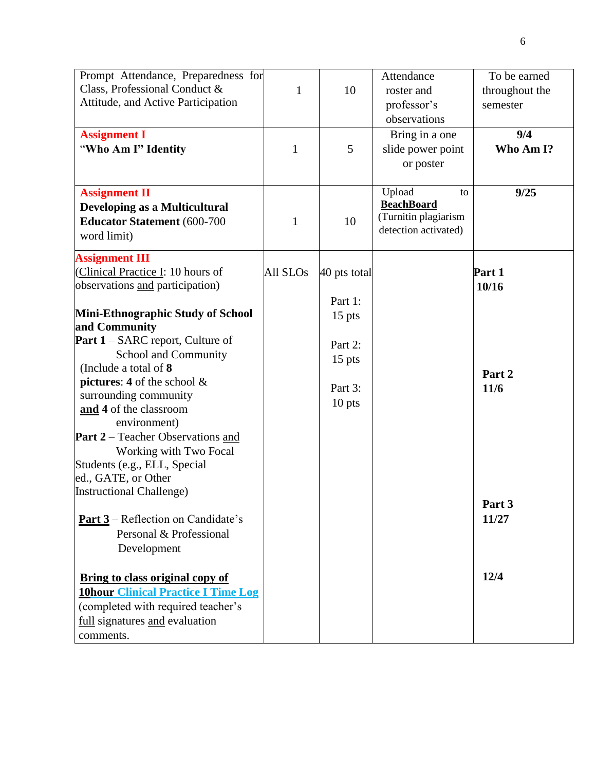| | | | | |
|---|---|---|---|---|
| Prompt Attendance, Preparedness for Class, Professional Conduct & Attitude, and Active Participation | 1 | 10 | Attendance roster and professor's observations | To be earned throughout the semester |
| **Assignment I**<br>**"Who Am I" Identity** | 1 | 5 | Bring in a one slide power point or poster | **9/4**<br>**Who Am I?** |
| **Assignment II**<br>**Developing as a Multicultural Educator Statement** (600-700 word limit) | 1 | 10 | Upload to **BeachBoard** (Turnitin plagiarism detection activated) | **9/25** |
| **Assignment III**<br>(Clinical Practice I: 10 hours of observations and participation)<br><br>**Mini-Ethnographic Study of School and Community**<br>**Part 1** – SARC report, Culture of School and Community (Include a total of **8 pictures**: **4** of the school & surrounding community **and 4** of the classroom environment)<br>**Part 2** – Teacher Observations and Working with Two Focal Students (e.g., ELL, Special ed., GATE, or Other Instructional Challenge)<br><br>**Part 3** – Reflection on Candidate's Personal & Professional Development<br><br>**Bring to class original copy of 10hour Clinical Practice I Time Log** (completed with required teacher's full signatures and evaluation comments. | All SLOs | 40 pts total<br><br>Part 1: 15 pts<br><br>Part 2: 15 pts<br><br>Part 3: 10 pts | | **Part 1**<br>**10/16**<br><br>**Part 2**<br>**11/6**<br><br>**Part 3**<br>**11/27**<br><br>**12/4** |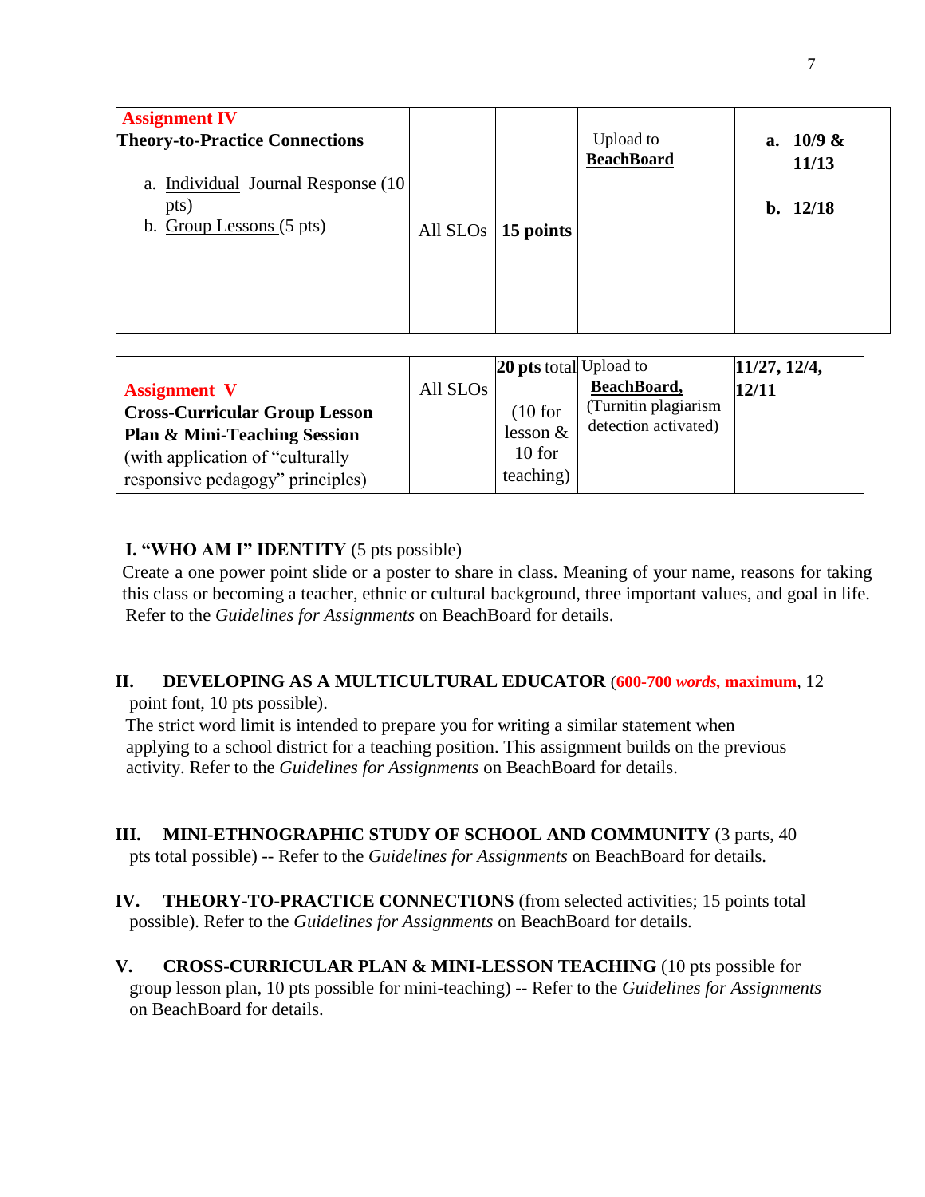| **Assignment IV** **Theory-to-Practice Connections** a. Individual Journal Response (10 pts) b. Group Lessons (5 pts) | All SLOs | **15 points** | Upload to **BeachBoard** | **a. 10/9 & 11/13** **b. 12/18** |
|---|---|---|---|---|
| **Assignment V** **Cross-Curricular Group Lesson Plan & Mini-Teaching Session** (with application of "culturally responsive pedagogy" principles) | All SLOs | **20 pts** total (10 for lesson & 10 for teaching) | Upload to **BeachBoard,** (Turnitin plagiarism detection activated) | **11/27, 12/4, 12/11** |

**I. "WHO AM I" IDENTITY** (5 pts possible)

Create a one power point slide or a poster to share in class. Meaning of your name, reasons for taking this class or becoming a teacher, ethnic or cultural background, three important values, and goal in life. Refer to the *Guidelines for Assignments* on BeachBoard for details.

**II. DEVELOPING AS A MULTICULTURAL EDUCATOR** (**600-700 *words*, maximum**, 12 point font, 10 pts possible).

The strict word limit is intended to prepare you for writing a similar statement when applying to a school district for a teaching position. This assignment builds on the previous activity. Refer to the *Guidelines for Assignments* on BeachBoard for details.

**III. MINI-ETHNOGRAPHIC STUDY OF SCHOOL AND COMMUNITY** (3 parts, 40 pts total possible) -- Refer to the *Guidelines for Assignments* on BeachBoard for details.

**IV. THEORY-TO-PRACTICE CONNECTIONS** (from selected activities; 15 points total possible). Refer to the *Guidelines for Assignments* on BeachBoard for details.

**V. CROSS-CURRICULAR PLAN & MINI-LESSON TEACHING** (10 pts possible for group lesson plan, 10 pts possible for mini-teaching) -- Refer to the *Guidelines for Assignments* on BeachBoard for details.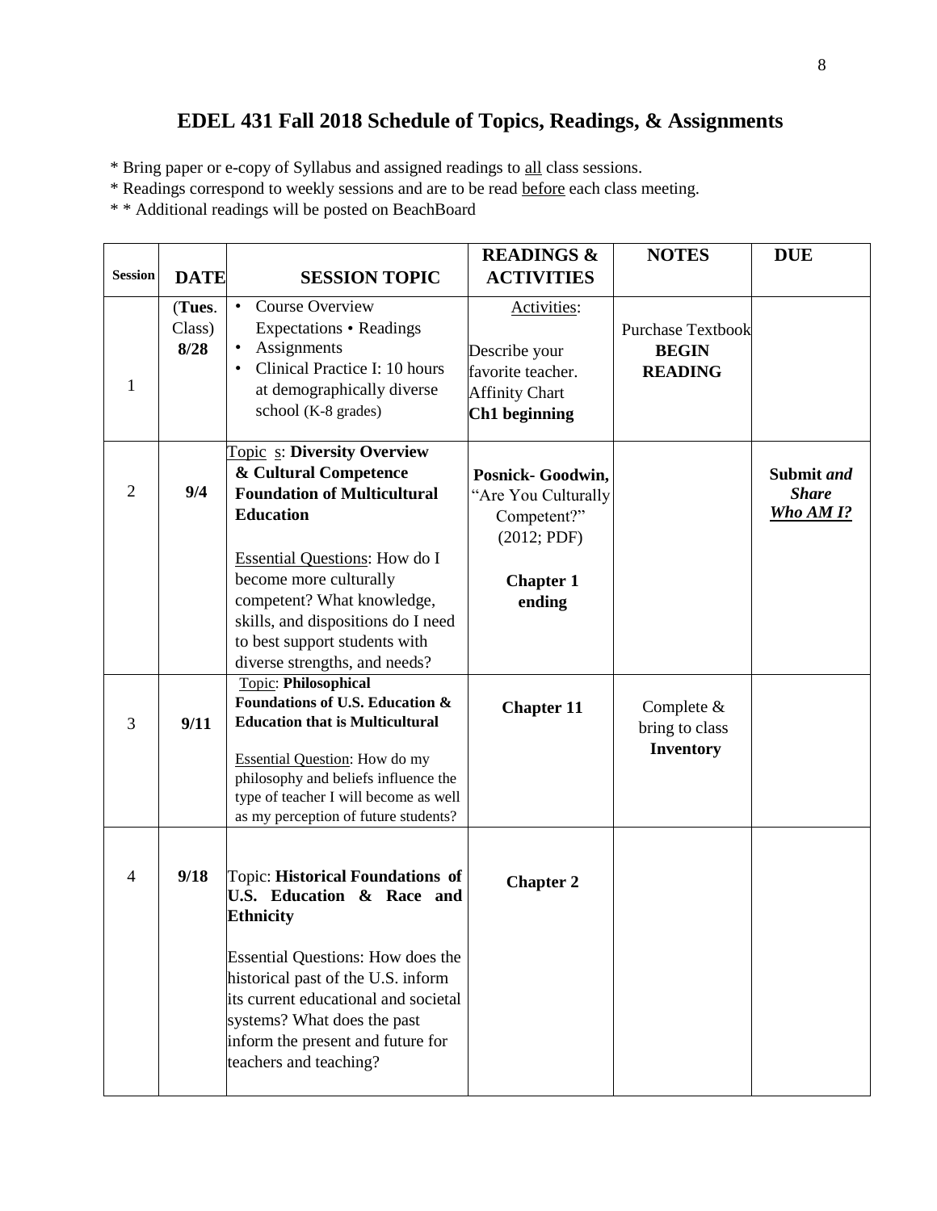# EDEL 431 Fall 2018 Schedule of Topics, Readings, & Assignments

\* Bring paper or e-copy of Syllabus and assigned readings to <u>all</u> class sessions.

\* Readings correspond to weekly sessions and are to be read <u>before</u> each class meeting.

\* \* Additional readings will be posted on BeachBoard

| Session | DATE | SESSION TOPIC | READINGS & ACTIVITIES | NOTES | DUE |
|---|---|---|---|---|---|
| 1 | (**Tues**. Class) **8/28** | • Course Overview Expectations • Readings<br>• Assignments<br>• Clinical Practice I: 10 hours at demographically diverse school (K-8 grades) | <u>Activities</u>:<br><br>Describe your favorite teacher.<br>Affinity Chart<br>**Ch1 beginning** | Purchase Textbook **BEGIN READING** | |
| 2 | **9/4** | <u>Topic s</u>: **Diversity Overview & Cultural Competence Foundation of Multicultural Education**<br><br><u>Essential Questions</u>: How do I become more culturally competent? What knowledge, skills, and dispositions do I need to best support students with diverse strengths, and needs? | **Posnick- Goodwin,** "Are You Culturally Competent?" (2012; PDF)<br><br>**Chapter 1 ending** | | **Submit** ***and Share*** ***<u>Who AM I?</u>*** |
| 3 | **9/11** | <u>Topic</u>: **Philosophical Foundations of U.S. Education & Education that is Multicultural**<br><br><u>Essential Question</u>: How do my philosophy and beliefs influence the type of teacher I will become as well as my perception of future students? | **Chapter 11** | Complete & bring to class **Inventory** | |
| 4 | **9/18** | Topic: **Historical Foundations of U.S. Education & Race and Ethnicity**<br><br>Essential Questions: How does the historical past of the U.S. inform its current educational and societal systems? What does the past inform the present and future for teachers and teaching? | **Chapter 2** | | |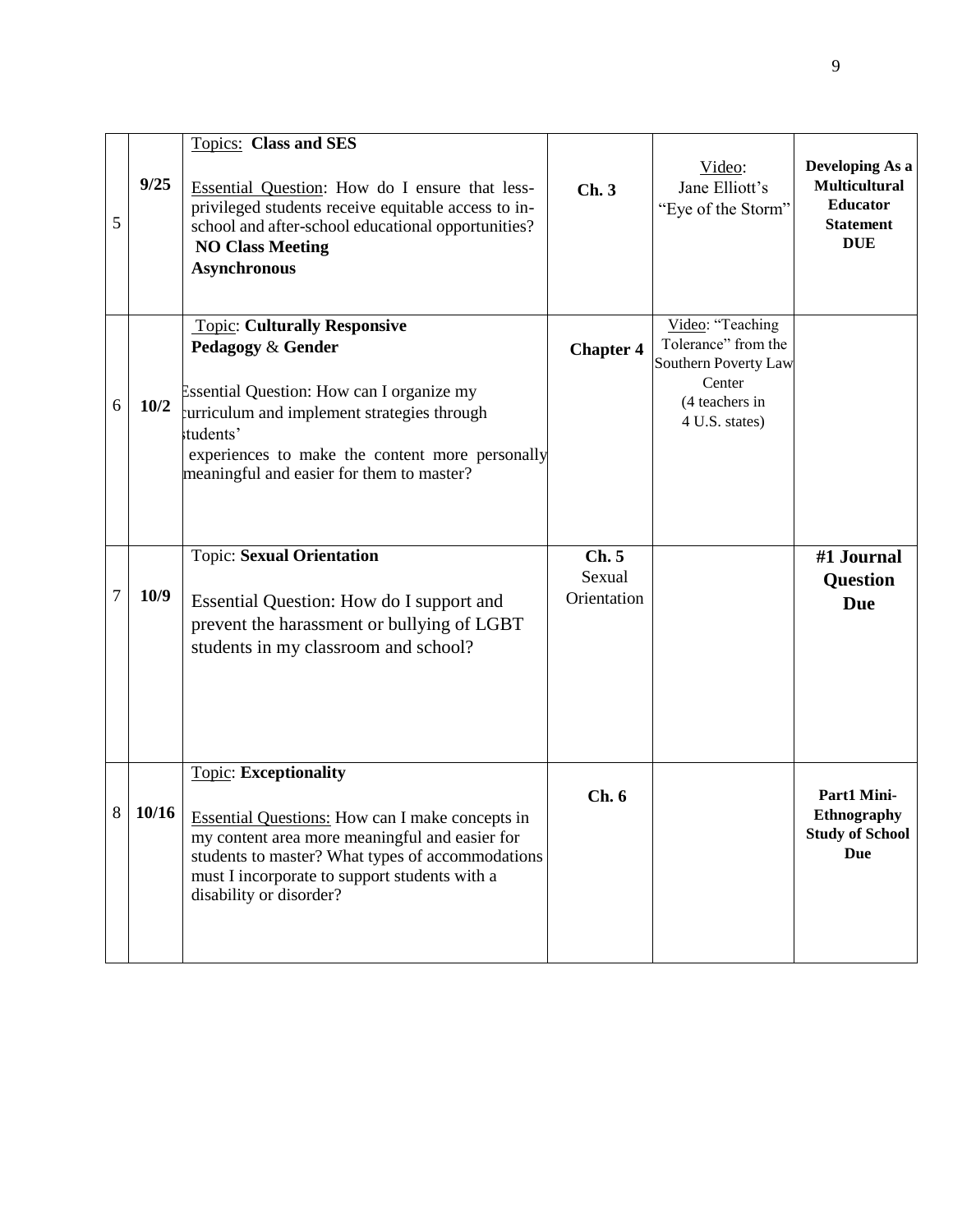| | | | | | |
|---|---|---|---|---|---|
| 5 | **9/25** | Topics: **Class and SES**<br><br>Essential Question: How do I ensure that less-privileged students receive equitable access to in-school and after-school educational opportunities?<br>**NO Class Meeting**<br>**Asynchronous** | **Ch. 3** | Video:<br>Jane Elliott's<br>"Eye of the Storm" | **Developing As a Multicultural Educator Statement DUE** |
| 6 | **10/2** | Topic: **Culturally Responsive Pedagogy** & **Gender**<br><br>Essential Question: How can I organize my curriculum and implement strategies through students' experiences to make the content more personally meaningful and easier for them to master? | **Chapter 4** | Video: "Teaching Tolerance" from the Southern Poverty Law Center<br>(4 teachers in 4 U.S. states) | |
| 7 | **10/9** | Topic: **Sexual Orientation**<br><br>Essential Question: How do I support and prevent the harassment or bullying of LGBT students in my classroom and school? | **Ch. 5**<br>Sexual Orientation | | **#1 Journal Question Due** |
| 8 | **10/16** | Topic: **Exceptionality**<br><br>Essential Questions: How can I make concepts in my content area more meaningful and easier for students to master? What types of accommodations must I incorporate to support students with a disability or disorder? | **Ch. 6** | | **Part1 Mini-Ethnography Study of School Due** |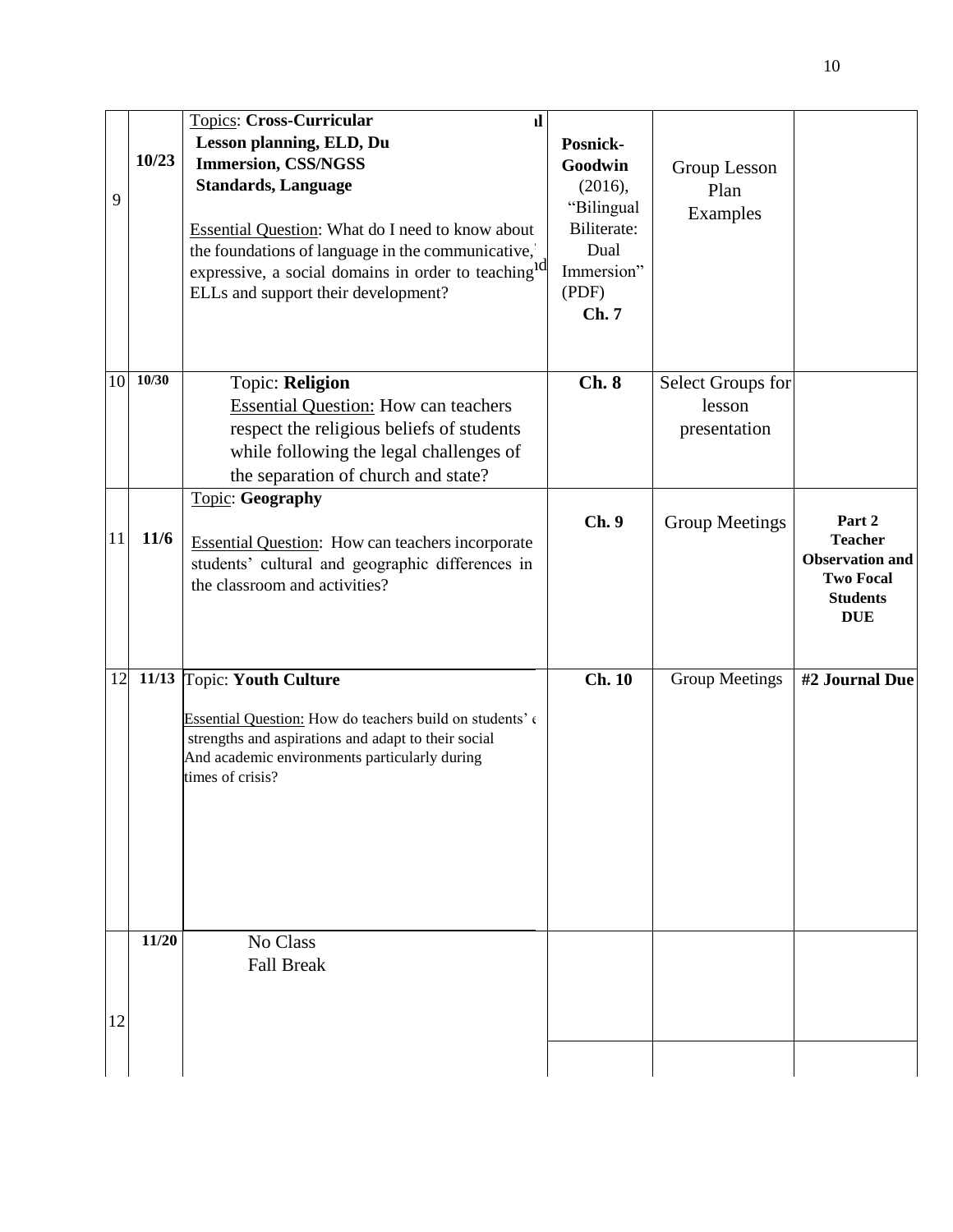| | | | | | |
|---|---|---|---|---|---|
| 9 | **10/23** | Topics: **Cross-Curricular Lesson planning, ELD, Du Immersion, CSS/NGSS Standards, Language**<br><br>Essential Question: What do I need to know about the foundations of language in the communicative, expressive, a social domains in order to teaching ELLs and support their development? | **Posnick-Goodwin** (2016), "Bilingual Biliterate: Dual Immersion" (PDF) **Ch. 7** | Group Lesson Plan Examples | |
| 10 | **10/30** | Topic: **Religion**<br>Essential Question: How can teachers respect the religious beliefs of students while following the legal challenges of the separation of church and state? | **Ch. 8** | Select Groups for lesson presentation | |
| 11 | **11/6** | Topic: **Geography**<br><br>Essential Question: How can teachers incorporate students' cultural and geographic differences in the classroom and activities? | **Ch. 9** | Group Meetings | **Part 2 Teacher Observation and Two Focal Students DUE** |
| 12 | **11/13** | Topic: **Youth Culture**<br><br>Essential Question: How do teachers build on students' strengths and aspirations and adapt to their social And academic environments particularly during times of crisis? | **Ch. 10** | Group Meetings | **#2 Journal Due** |
| 12 | **11/20** | No Class<br>Fall Break | | | |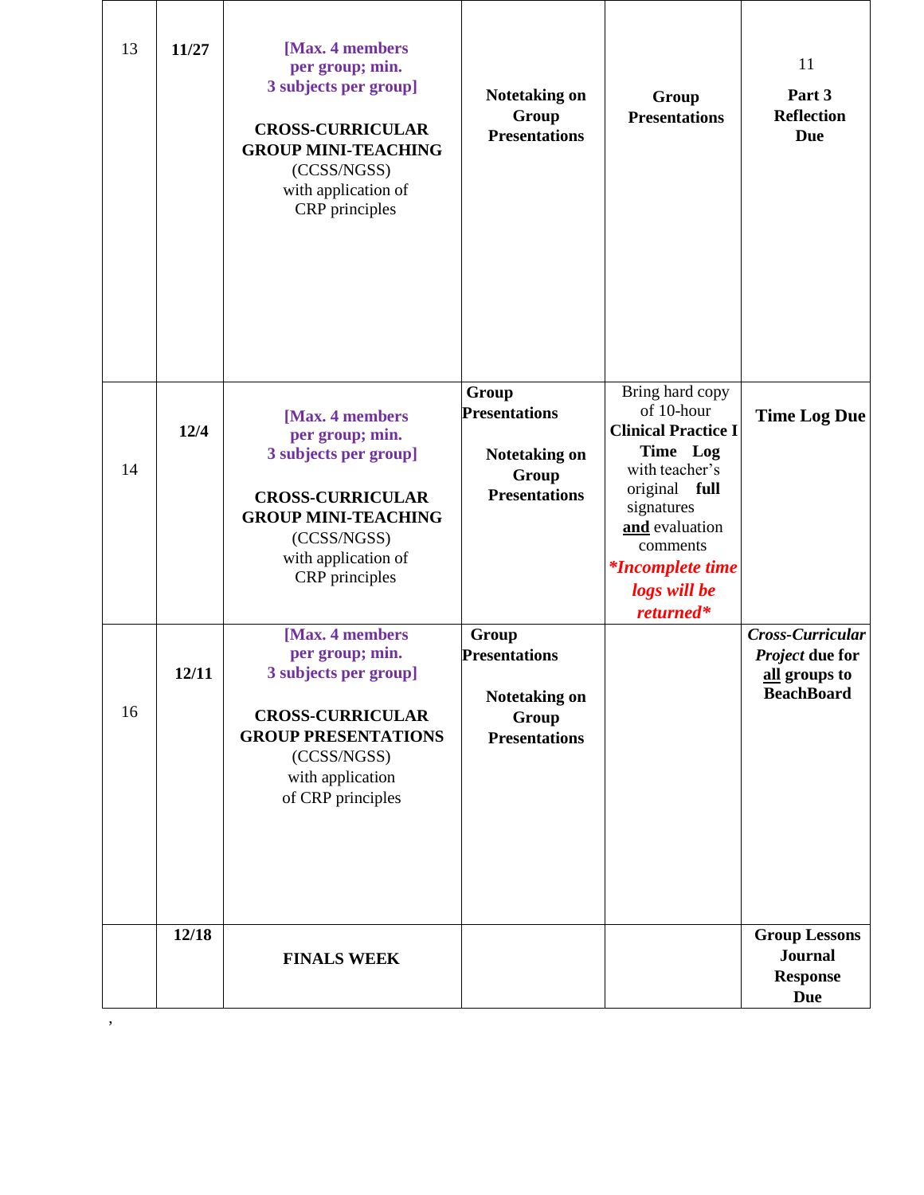| 13 | **11/27** | **[Max. 4 members per group; min. 3 subjects per group]** **CROSS-CURRICULAR GROUP MINI-TEACHING** (CCSS/NGSS) with application of CRP principles | **Notetaking on Group Presentations** | **Group Presentations** | 11 **Part 3 Reflection Due** |
|---|---|---|---|---|---|
| 14 | **12/4** | **[Max. 4 members per group; min. 3 subjects per group]** **CROSS-CURRICULAR GROUP MINI-TEACHING** (CCSS/NGSS) with application of CRP principles | **Group Presentations** **Notetaking on Group Presentations** | Bring hard copy of 10-hour **Clinical Practice I Time Log** with teacher's original **full** signatures **and** evaluation comments ***Incomplete time logs will be returned*** | **Time Log Due** |
| 16 | **12/11** | **[Max. 4 members per group; min. 3 subjects per group]** **CROSS-CURRICULAR GROUP PRESENTATIONS** (CCSS/NGSS) with application of CRP principles | **Group Presentations** **Notetaking on Group Presentations** | | ***Cross-Curricular Project* due for all groups to BeachBoard** |
| | **12/18** | **FINALS WEEK** | | | **Group Lessons Journal Response Due** |

,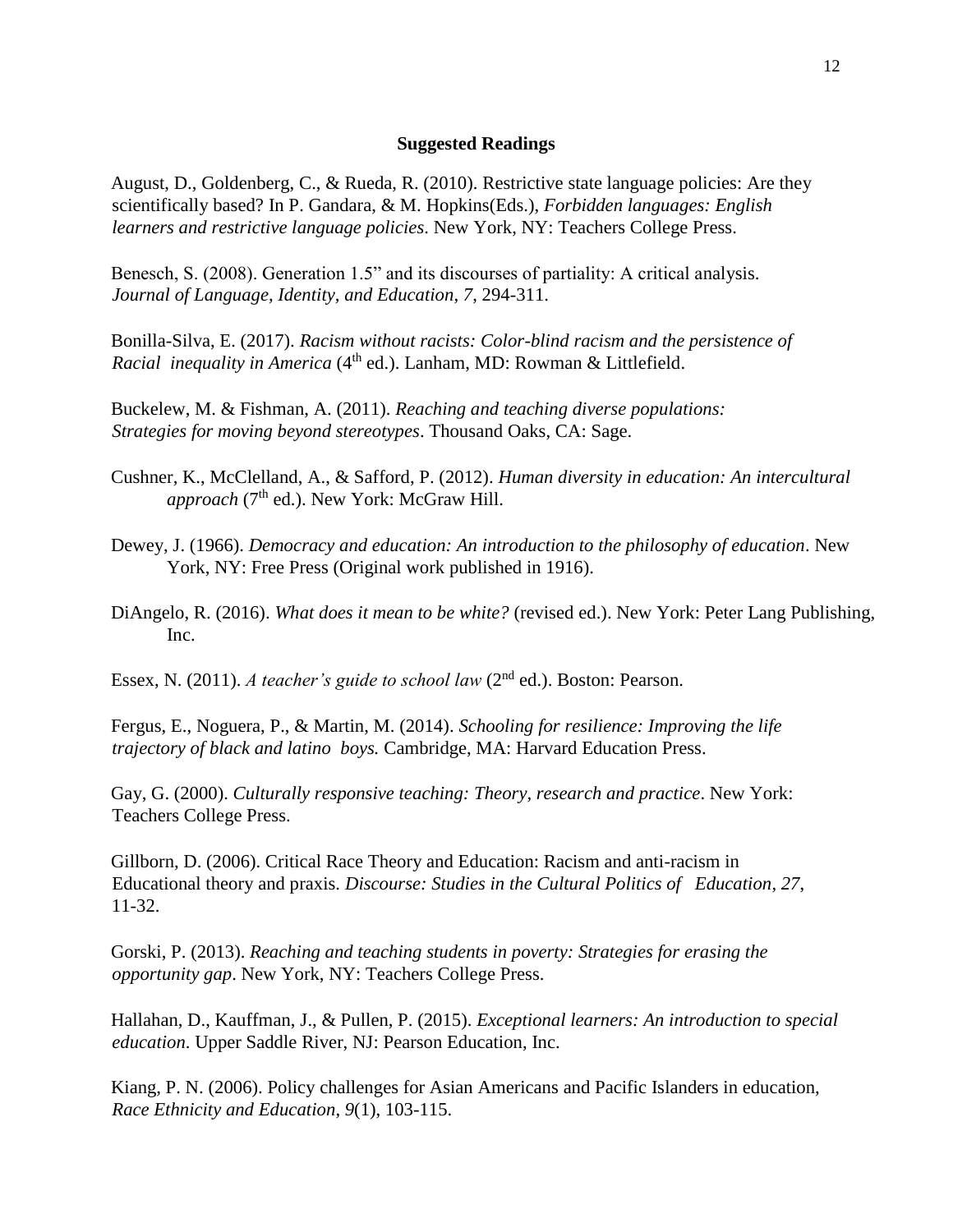## Suggested Readings

August, D., Goldenberg, C., & Rueda, R. (2010). Restrictive state language policies: Are they scientifically based? In P. Gandara, & M. Hopkins(Eds.), *Forbidden languages: English learners and restrictive language policies*. New York, NY: Teachers College Press.

Benesch, S. (2008). Generation 1.5" and its discourses of partiality: A critical analysis. *Journal of Language, Identity, and Education*, *7*, 294-311.

Bonilla-Silva, E. (2017). *Racism without racists: Color-blind racism and the persistence of Racial inequality in America* (4th ed.). Lanham, MD: Rowman & Littlefield.

Buckelew, M. & Fishman, A. (2011). *Reaching and teaching diverse populations: Strategies for moving beyond stereotypes*. Thousand Oaks, CA: Sage.

Cushner, K., McClelland, A., & Safford, P. (2012). *Human diversity in education: An intercultural approach* (7th ed.). New York: McGraw Hill.

Dewey, J. (1966). *Democracy and education: An introduction to the philosophy of education*. New York, NY: Free Press (Original work published in 1916).

DiAngelo, R. (2016). *What does it mean to be white?* (revised ed.). New York: Peter Lang Publishing, Inc.

Essex, N. (2011). *A teacher's guide to school law* (2nd ed.). Boston: Pearson.

Fergus, E., Noguera, P., & Martin, M. (2014). *Schooling for resilience: Improving the life trajectory of black and latino boys.* Cambridge, MA: Harvard Education Press.

Gay, G. (2000). *Culturally responsive teaching: Theory, research and practice*. New York: Teachers College Press.

Gillborn, D. (2006). Critical Race Theory and Education: Racism and anti-racism in Educational theory and praxis. *Discourse: Studies in the Cultural Politics of Education*, *27*, 11-32.

Gorski, P. (2013). *Reaching and teaching students in poverty: Strategies for erasing the opportunity gap*. New York, NY: Teachers College Press.

Hallahan, D., Kauffman, J., & Pullen, P. (2015). *Exceptional learners: An introduction to special education*. Upper Saddle River, NJ: Pearson Education, Inc.

Kiang, P. N. (2006). Policy challenges for Asian Americans and Pacific Islanders in education, *Race Ethnicity and Education*, *9*(1), 103-115.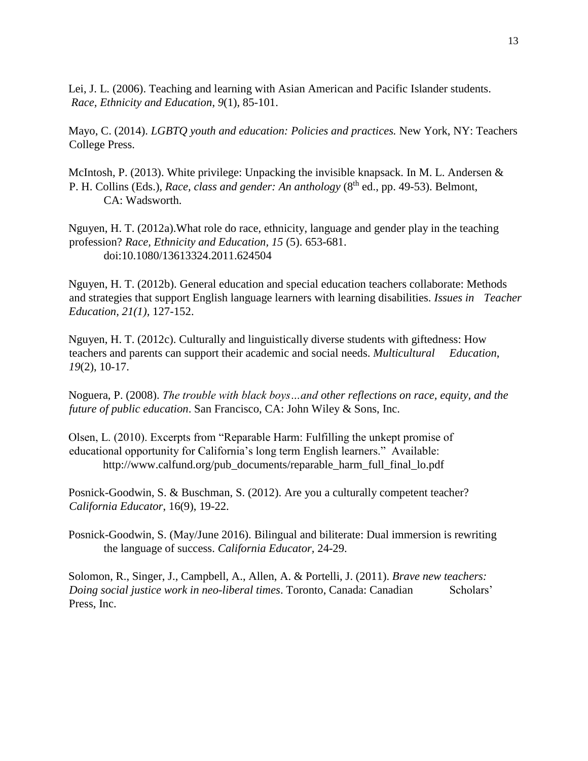Lei, J. L. (2006). Teaching and learning with Asian American and Pacific Islander students. *Race, Ethnicity and Education*, *9*(1), 85-101.

Mayo, C. (2014). *LGBTQ youth and education: Policies and practices.* New York, NY: Teachers College Press.

McIntosh, P. (2013). White privilege: Unpacking the invisible knapsack. In M. L. Andersen & P. H. Collins (Eds.), *Race, class and gender: An anthology* (8th ed., pp. 49-53). Belmont, CA: Wadsworth.

Nguyen, H. T. (2012a).What role do race, ethnicity, language and gender play in the teaching profession? *Race, Ethnicity and Education, 15* (5). 653-681. doi:10.1080/13613324.2011.624504

Nguyen, H. T. (2012b). General education and special education teachers collaborate: Methods and strategies that support English language learners with learning disabilities. *Issues in Teacher Education, 21(1),* 127-152.

Nguyen, H. T. (2012c). Culturally and linguistically diverse students with giftedness: How teachers and parents can support their academic and social needs. *Multicultural Education*, *19*(2), 10-17.

Noguera, P. (2008). *The trouble with black boys…and other reflections on race, equity, and the future of public education*. San Francisco, CA: John Wiley & Sons, Inc.

Olsen, L. (2010). Excerpts from "Reparable Harm: Fulfilling the unkept promise of educational opportunity for California's long term English learners." Available: http://www.calfund.org/pub_documents/reparable_harm_full_final_lo.pdf

Posnick-Goodwin, S. & Buschman, S. (2012). Are you a culturally competent teacher? *California Educator*, 16(9), 19-22.

Posnick-Goodwin, S. (May/June 2016). Bilingual and biliterate: Dual immersion is rewriting the language of success. *California Educator,* 24-29.

Solomon, R., Singer, J., Campbell, A., Allen, A. & Portelli, J. (2011). *Brave new teachers: Doing social justice work in neo-liberal times*. Toronto, Canada: Canadian Scholars' Press, Inc.